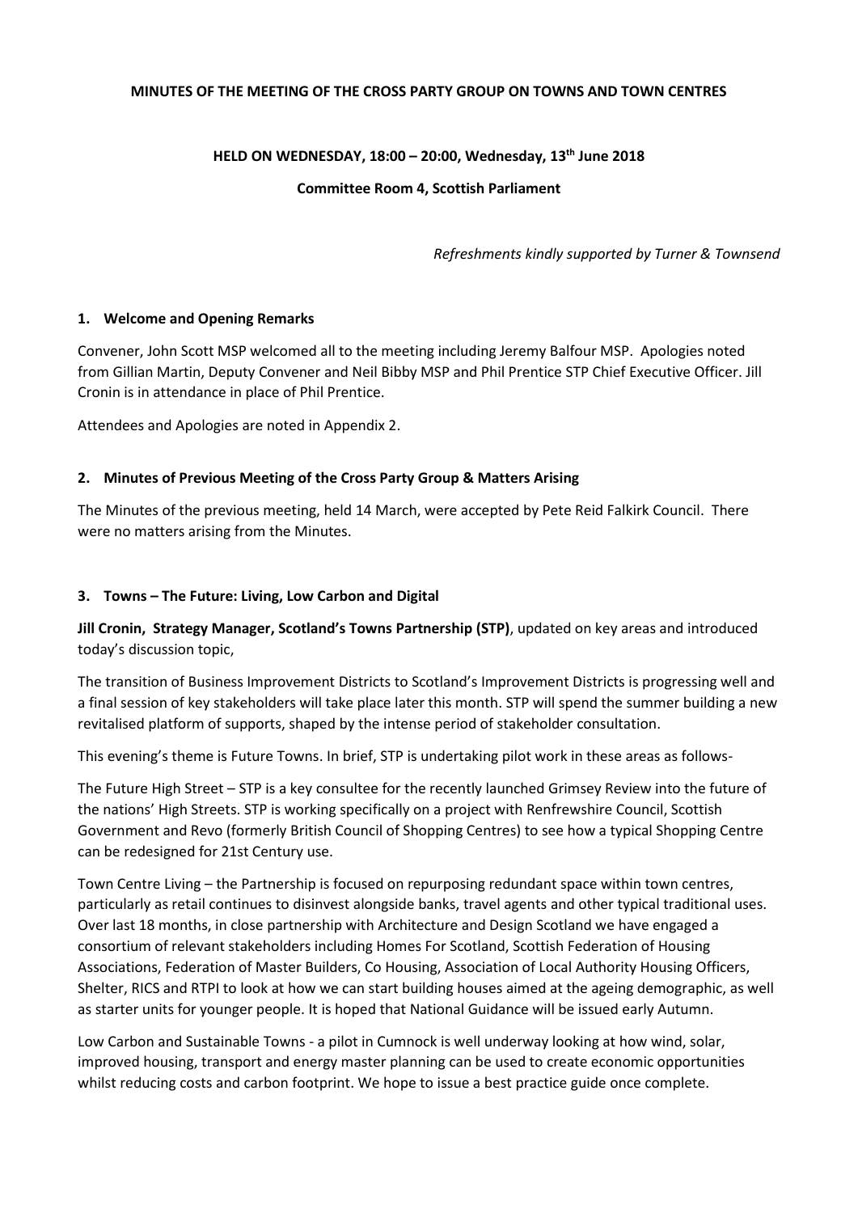**MINUTES OF THE MEETING OF THE CROSS PARTY GROUP ON TOWNS AND TOWN CENTRES**

**HELD ON WEDNESDAY, 18:00 – 20:00, Wednesday, 13th June 2018**

**Committee Room 4, Scottish Parliament**

*Refreshments kindly supported by Turner & Townsend*

## 1. Welcome and Opening Remarks

Convener, John Scott MSP welcomed all to the meeting including Jeremy Balfour MSP. Apologies noted from Gillian Martin, Deputy Convener and Neil Bibby MSP and Phil Prentice STP Chief Executive Officer. Jill Cronin is in attendance in place of Phil Prentice.

Attendees and Apologies are noted in Appendix 2.

## 2. Minutes of Previous Meeting of the Cross Party Group & Matters Arising

The Minutes of the previous meeting, held 14 March, were accepted by Pete Reid Falkirk Council. There were no matters arising from the Minutes.

## 3. Towns – The Future: Living, Low Carbon and Digital

**Jill Cronin, Strategy Manager, Scotland's Towns Partnership (STP)**, updated on key areas and introduced today's discussion topic,

The transition of Business Improvement Districts to Scotland's Improvement Districts is progressing well and a final session of key stakeholders will take place later this month. STP will spend the summer building a new revitalised platform of supports, shaped by the intense period of stakeholder consultation.

This evening's theme is Future Towns. In brief, STP is undertaking pilot work in these areas as follows-

The Future High Street – STP is a key consultee for the recently launched Grimsey Review into the future of the nations' High Streets. STP is working specifically on a project with Renfrewshire Council, Scottish Government and Revo (formerly British Council of Shopping Centres) to see how a typical Shopping Centre can be redesigned for 21st Century use.

Town Centre Living – the Partnership is focused on repurposing redundant space within town centres, particularly as retail continues to disinvest alongside banks, travel agents and other typical traditional uses. Over last 18 months, in close partnership with Architecture and Design Scotland we have engaged a consortium of relevant stakeholders including Homes For Scotland, Scottish Federation of Housing Associations, Federation of Master Builders, Co Housing, Association of Local Authority Housing Officers, Shelter, RICS and RTPI to look at how we can start building houses aimed at the ageing demographic, as well as starter units for younger people. It is hoped that National Guidance will be issued early Autumn.

Low Carbon and Sustainable Towns - a pilot in Cumnock is well underway looking at how wind, solar, improved housing, transport and energy master planning can be used to create economic opportunities whilst reducing costs and carbon footprint. We hope to issue a best practice guide once complete.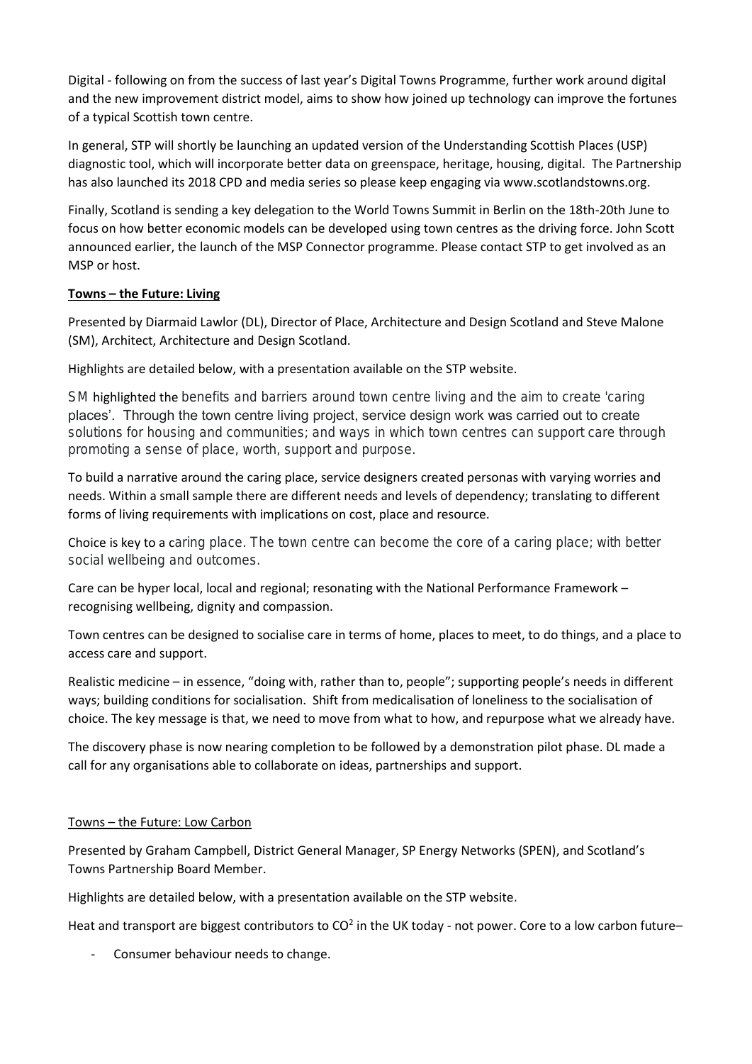Digital - following on from the success of last year's Digital Towns Programme, further work around digital and the new improvement district model, aims to show how joined up technology can improve the fortunes of a typical Scottish town centre.

In general, STP will shortly be launching an updated version of the Understanding Scottish Places (USP) diagnostic tool, which will incorporate better data on greenspace, heritage, housing, digital. The Partnership has also launched its 2018 CPD and media series so please keep engaging via www.scotlandstowns.org.

Finally, Scotland is sending a key delegation to the World Towns Summit in Berlin on the 18th-20th June to focus on how better economic models can be developed using town centres as the driving force. John Scott announced earlier, the launch of the MSP Connector programme. Please contact STP to get involved as an MSP or host.

**Towns – the Future: Living**

Presented by Diarmaid Lawlor (DL), Director of Place, Architecture and Design Scotland and Steve Malone (SM), Architect, Architecture and Design Scotland.

Highlights are detailed below, with a presentation available on the STP website.

SM highlighted the benefits and barriers around town centre living and the aim to create 'caring places'. Through the town centre living project, service design work was carried out to create solutions for housing and communities; and ways in which town centres can support care through promoting a sense of place, worth, support and purpose.

To build a narrative around the caring place, service designers created personas with varying worries and needs. Within a small sample there are different needs and levels of dependency; translating to different forms of living requirements with implications on cost, place and resource.

Choice is key to a caring place. The town centre can become the core of a caring place; with better social wellbeing and outcomes.

Care can be hyper local, local and regional; resonating with the National Performance Framework – recognising wellbeing, dignity and compassion.

Town centres can be designed to socialise care in terms of home, places to meet, to do things, and a place to access care and support.

Realistic medicine – in essence, "doing with, rather than to, people"; supporting people's needs in different ways; building conditions for socialisation. Shift from medicalisation of loneliness to the socialisation of choice. The key message is that, we need to move from what to how, and repurpose what we already have.

The discovery phase is now nearing completion to be followed by a demonstration pilot phase. DL made a call for any organisations able to collaborate on ideas, partnerships and support.

Towns – the Future: Low Carbon

Presented by Graham Campbell, District General Manager, SP Energy Networks (SPEN), and Scotland's Towns Partnership Board Member.

Highlights are detailed below, with a presentation available on the STP website.

Heat and transport are biggest contributors to $CO^2$ in the UK today - not power. Core to a low carbon future–

- Consumer behaviour needs to change.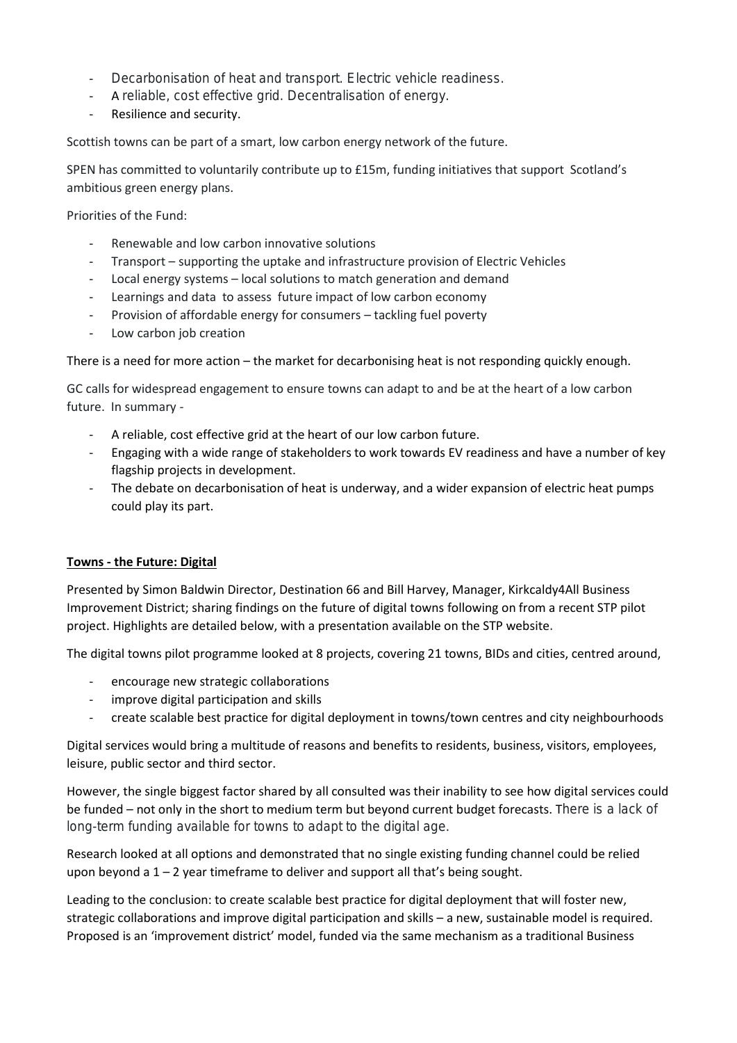- Decarbonisation of heat and transport. Electric vehicle readiness.
- A reliable, cost effective grid. Decentralisation of energy.
- Resilience and security.

Scottish towns can be part of a smart, low carbon energy network of the future.

SPEN has committed to voluntarily contribute up to £15m, funding initiatives that support Scotland's ambitious green energy plans.

Priorities of the Fund:

- Renewable and low carbon innovative solutions
- Transport – supporting the uptake and infrastructure provision of Electric Vehicles
- Local energy systems – local solutions to match generation and demand
- Learnings and data to assess future impact of low carbon economy
- Provision of affordable energy for consumers – tackling fuel poverty
- Low carbon job creation

There is a need for more action – the market for decarbonising heat is not responding quickly enough.

GC calls for widespread engagement to ensure towns can adapt to and be at the heart of a low carbon future. In summary -

- A reliable, cost effective grid at the heart of our low carbon future.
- Engaging with a wide range of stakeholders to work towards EV readiness and have a number of key flagship projects in development.
- The debate on decarbonisation of heat is underway, and a wider expansion of electric heat pumps could play its part.

**Towns - the Future: Digital**

Presented by Simon Baldwin Director, Destination 66 and Bill Harvey, Manager, Kirkcaldy4All Business Improvement District; sharing findings on the future of digital towns following on from a recent STP pilot project. Highlights are detailed below, with a presentation available on the STP website.

The digital towns pilot programme looked at 8 projects, covering 21 towns, BIDs and cities, centred around,

- encourage new strategic collaborations
- improve digital participation and skills
- create scalable best practice for digital deployment in towns/town centres and city neighbourhoods

Digital services would bring a multitude of reasons and benefits to residents, business, visitors, employees, leisure, public sector and third sector.

However, the single biggest factor shared by all consulted was their inability to see how digital services could be funded – not only in the short to medium term but beyond current budget forecasts. There is a lack of long-term funding available for towns to adapt to the digital age.

Research looked at all options and demonstrated that no single existing funding channel could be relied upon beyond a 1 – 2 year timeframe to deliver and support all that's being sought.

Leading to the conclusion: to create scalable best practice for digital deployment that will foster new, strategic collaborations and improve digital participation and skills – a new, sustainable model is required. Proposed is an 'improvement district' model, funded via the same mechanism as a traditional Business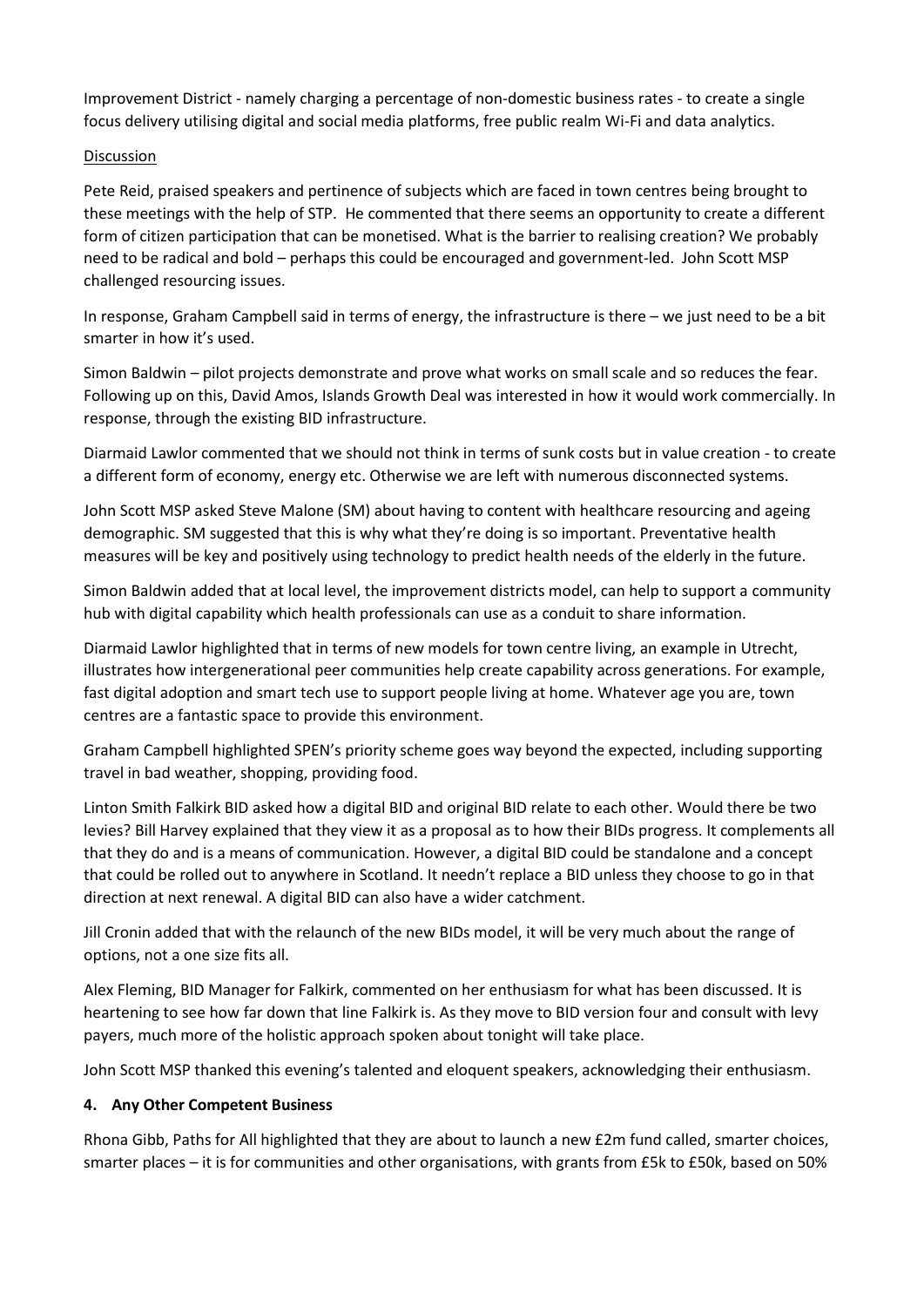Improvement District - namely charging a percentage of non-domestic business rates - to create a single focus delivery utilising digital and social media platforms, free public realm Wi-Fi and data analytics.

<u>Discussion</u>

Pete Reid, praised speakers and pertinence of subjects which are faced in town centres being brought to these meetings with the help of STP. He commented that there seems an opportunity to create a different form of citizen participation that can be monetised. What is the barrier to realising creation? We probably need to be radical and bold – perhaps this could be encouraged and government-led. John Scott MSP challenged resourcing issues.

In response, Graham Campbell said in terms of energy, the infrastructure is there – we just need to be a bit smarter in how it's used.

Simon Baldwin – pilot projects demonstrate and prove what works on small scale and so reduces the fear. Following up on this, David Amos, Islands Growth Deal was interested in how it would work commercially. In response, through the existing BID infrastructure.

Diarmaid Lawlor commented that we should not think in terms of sunk costs but in value creation - to create a different form of economy, energy etc. Otherwise we are left with numerous disconnected systems.

John Scott MSP asked Steve Malone (SM) about having to content with healthcare resourcing and ageing demographic. SM suggested that this is why what they're doing is so important. Preventative health measures will be key and positively using technology to predict health needs of the elderly in the future.

Simon Baldwin added that at local level, the improvement districts model, can help to support a community hub with digital capability which health professionals can use as a conduit to share information.

Diarmaid Lawlor highlighted that in terms of new models for town centre living, an example in Utrecht, illustrates how intergenerational peer communities help create capability across generations. For example, fast digital adoption and smart tech use to support people living at home. Whatever age you are, town centres are a fantastic space to provide this environment.

Graham Campbell highlighted SPEN's priority scheme goes way beyond the expected, including supporting travel in bad weather, shopping, providing food.

Linton Smith Falkirk BID asked how a digital BID and original BID relate to each other. Would there be two levies? Bill Harvey explained that they view it as a proposal as to how their BIDs progress. It complements all that they do and is a means of communication. However, a digital BID could be standalone and a concept that could be rolled out to anywhere in Scotland. It needn't replace a BID unless they choose to go in that direction at next renewal. A digital BID can also have a wider catchment.

Jill Cronin added that with the relaunch of the new BIDs model, it will be very much about the range of options, not a one size fits all.

Alex Fleming, BID Manager for Falkirk, commented on her enthusiasm for what has been discussed. It is heartening to see how far down that line Falkirk is. As they move to BID version four and consult with levy payers, much more of the holistic approach spoken about tonight will take place.

John Scott MSP thanked this evening's talented and eloquent speakers, acknowledging their enthusiasm.

### 4. Any Other Competent Business

Rhona Gibb, Paths for All highlighted that they are about to launch a new £2m fund called, smarter choices, smarter places – it is for communities and other organisations, with grants from £5k to £50k, based on 50%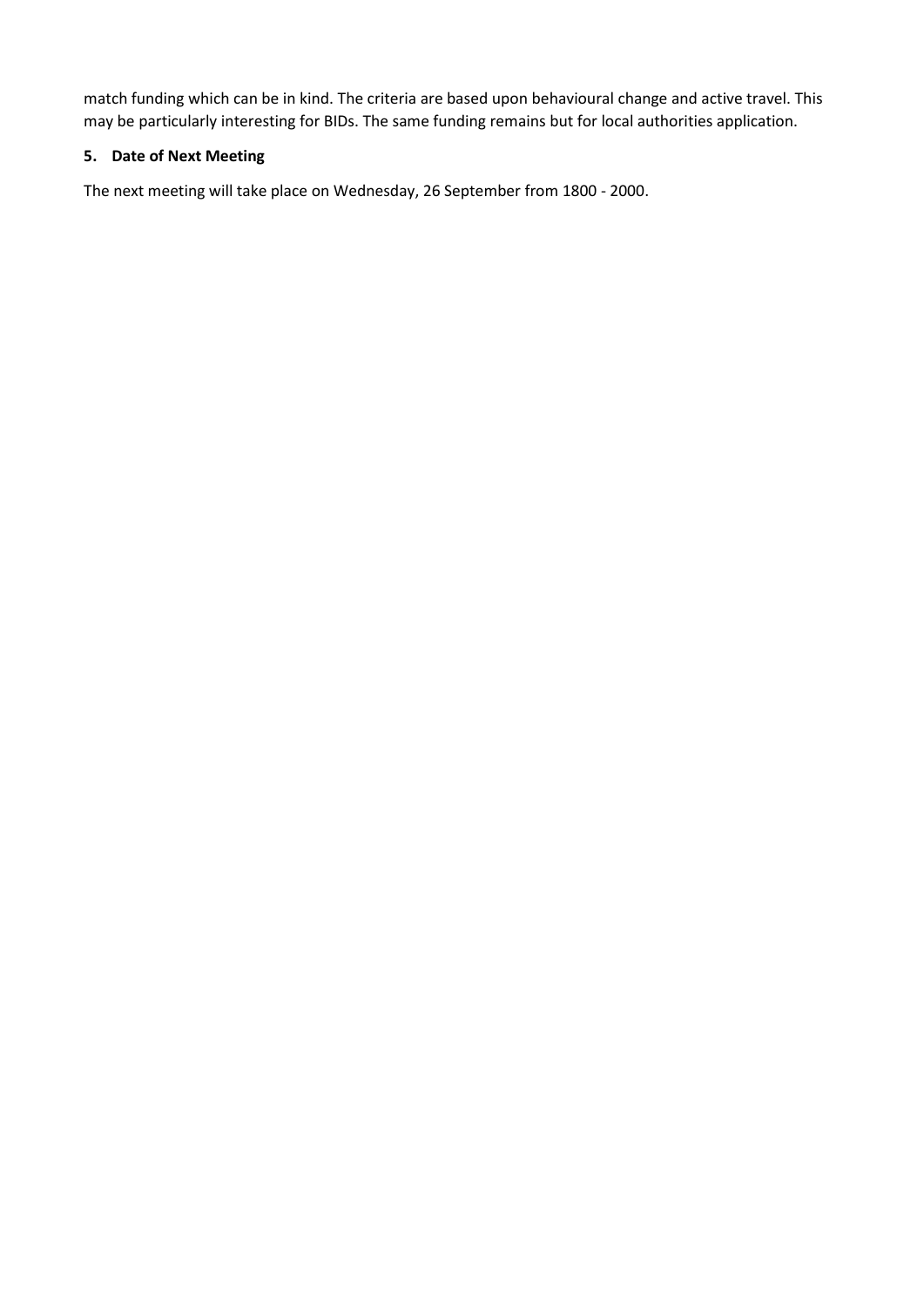match funding which can be in kind. The criteria are based upon behavioural change and active travel. This may be particularly interesting for BIDs. The same funding remains but for local authorities application.

**5. Date of Next Meeting**

The next meeting will take place on Wednesday, 26 September from 1800 - 2000.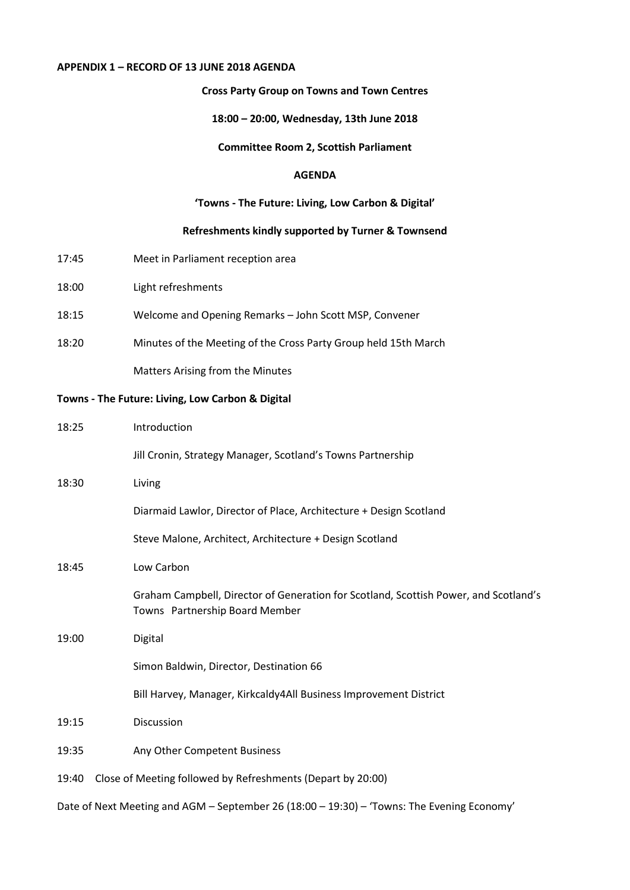**APPENDIX 1 – RECORD OF 13 JUNE 2018 AGENDA**

**Cross Party Group on Towns and Town Centres**

**18:00 – 20:00, Wednesday, 13th June 2018**

**Committee Room 2, Scottish Parliament**

**AGENDA**

**'Towns - The Future: Living, Low Carbon & Digital'**

**Refreshments kindly supported by Turner & Townsend**

17:45 Meet in Parliament reception area

18:00 Light refreshments

18:15 Welcome and Opening Remarks – John Scott MSP, Convener

18:20 Minutes of the Meeting of the Cross Party Group held 15th March

Matters Arising from the Minutes

**Towns - The Future: Living, Low Carbon & Digital**

18:25 Introduction

Jill Cronin, Strategy Manager, Scotland's Towns Partnership

18:30 Living

Diarmaid Lawlor, Director of Place, Architecture + Design Scotland

Steve Malone, Architect, Architecture + Design Scotland

18:45 Low Carbon

Graham Campbell, Director of Generation for Scotland, Scottish Power, and Scotland's Towns Partnership Board Member

19:00 Digital

Simon Baldwin, Director, Destination 66

Bill Harvey, Manager, Kirkcaldy4All Business Improvement District

19:15 Discussion

19:35 Any Other Competent Business

19:40 Close of Meeting followed by Refreshments (Depart by 20:00)

Date of Next Meeting and AGM – September 26 (18:00 – 19:30) – 'Towns: The Evening Economy'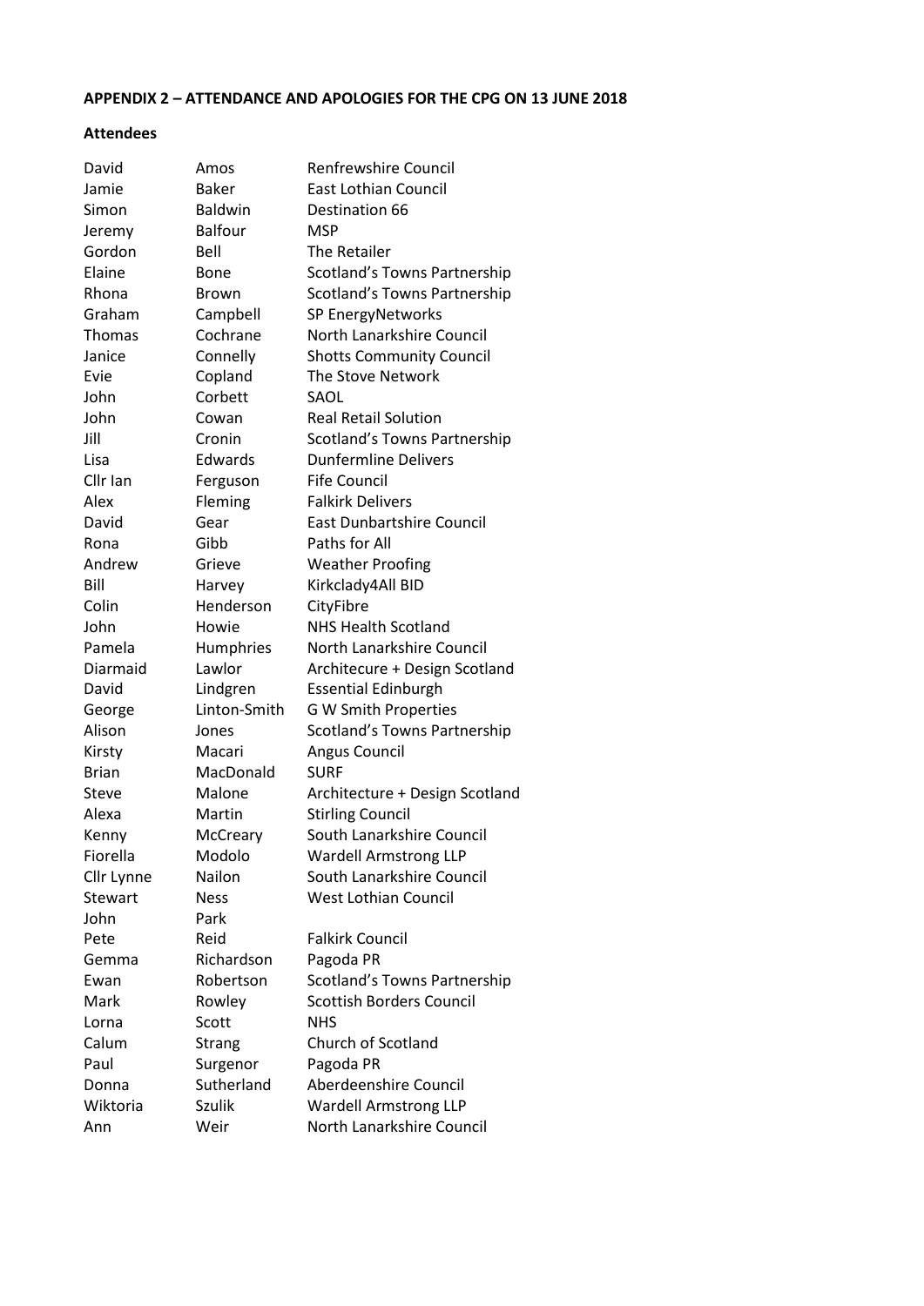**APPENDIX 2 – ATTENDANCE AND APOLOGIES FOR THE CPG ON 13 JUNE 2018**

**Attendees**

| | | |
|---|---|---|
| David | Amos | Renfrewshire Council |
| Jamie | Baker | East Lothian Council |
| Simon | Baldwin | Destination 66 |
| Jeremy | Balfour | MSP |
| Gordon | Bell | The Retailer |
| Elaine | Bone | Scotland's Towns Partnership |
| Rhona | Brown | Scotland's Towns Partnership |
| Graham | Campbell | SP EnergyNetworks |
| Thomas | Cochrane | North Lanarkshire Council |
| Janice | Connelly | Shotts Community Council |
| Evie | Copland | The Stove Network |
| John | Corbett | SAOL |
| John | Cowan | Real Retail Solution |
| Jill | Cronin | Scotland's Towns Partnership |
| Lisa | Edwards | Dunfermline Delivers |
| Cllr Ian | Ferguson | Fife Council |
| Alex | Fleming | Falkirk Delivers |
| David | Gear | East Dunbartshire Council |
| Rona | Gibb | Paths for All |
| Andrew | Grieve | Weather Proofing |
| Bill | Harvey | Kirkclady4All BID |
| Colin | Henderson | CityFibre |
| John | Howie | NHS Health Scotland |
| Pamela | Humphries | North Lanarkshire Council |
| Diarmaid | Lawlor | Architecure + Design Scotland |
| David | Lindgren | Essential Edinburgh |
| George | Linton-Smith | G W Smith Properties |
| Alison | Jones | Scotland's Towns Partnership |
| Kirsty | Macari | Angus Council |
| Brian | MacDonald | SURF |
| Steve | Malone | Architecture + Design Scotland |
| Alexa | Martin | Stirling Council |
| Kenny | McCreary | South Lanarkshire Council |
| Fiorella | Modolo | Wardell Armstrong LLP |
| Cllr Lynne | Nailon | South Lanarkshire Council |
| Stewart | Ness | West Lothian Council |
| John | Park | |
| Pete | Reid | Falkirk Council |
| Gemma | Richardson | Pagoda PR |
| Ewan | Robertson | Scotland's Towns Partnership |
| Mark | Rowley | Scottish Borders Council |
| Lorna | Scott | NHS |
| Calum | Strang | Church of Scotland |
| Paul | Surgenor | Pagoda PR |
| Donna | Sutherland | Aberdeenshire Council |
| Wiktoria | Szulik | Wardell Armstrong LLP |
| Ann | Weir | North Lanarkshire Council |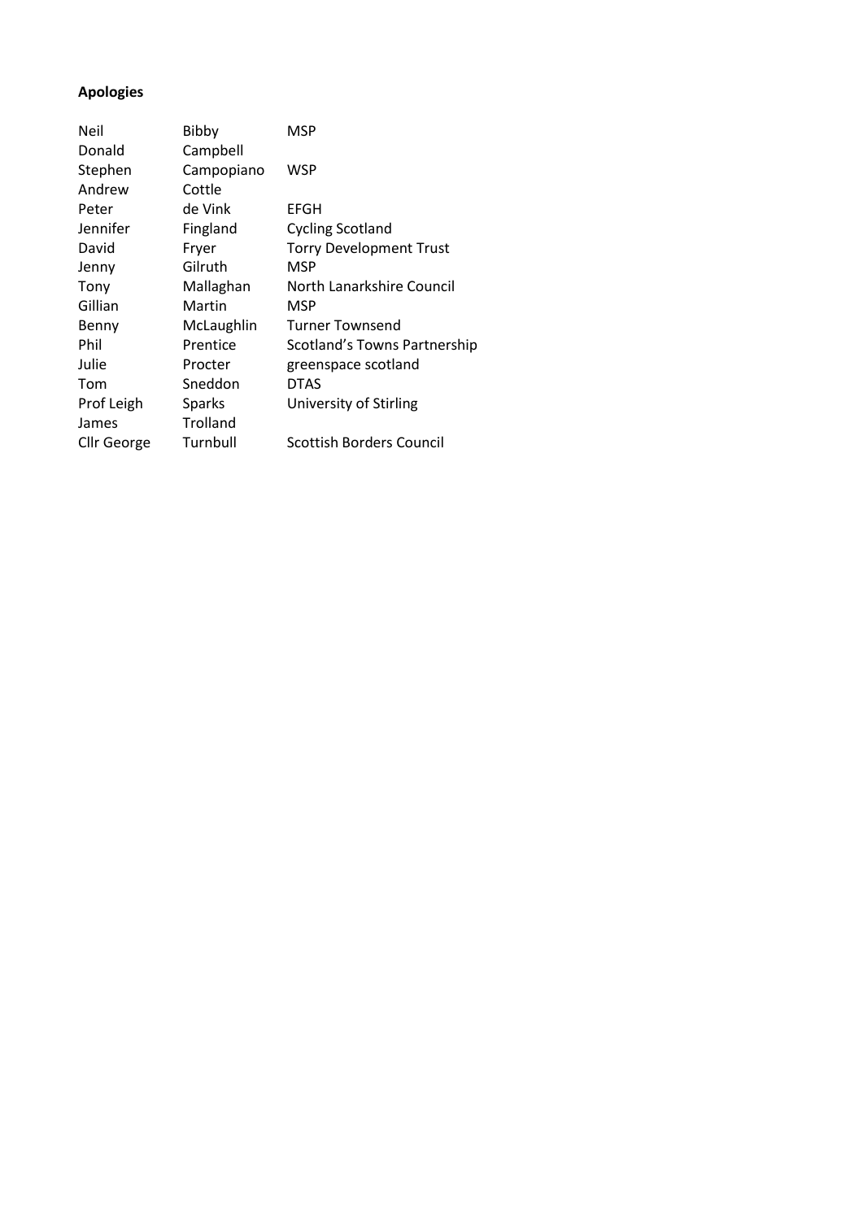**Apologies**

| | | |
|---|---|---|
| Neil | Bibby | MSP |
| Donald | Campbell | |
| Stephen | Campopiano | WSP |
| Andrew | Cottle | |
| Peter | de Vink | EFGH |
| Jennifer | Fingland | Cycling Scotland |
| David | Fryer | Torry Development Trust |
| Jenny | Gilruth | MSP |
| Tony | Mallaghan | North Lanarkshire Council |
| Gillian | Martin | MSP |
| Benny | McLaughlin | Turner Townsend |
| Phil | Prentice | Scotland's Towns Partnership |
| Julie | Procter | greenspace scotland |
| Tom | Sneddon | DTAS |
| Prof Leigh | Sparks | University of Stirling |
| James | Trolland | |
| Cllr George | Turnbull | Scottish Borders Council |